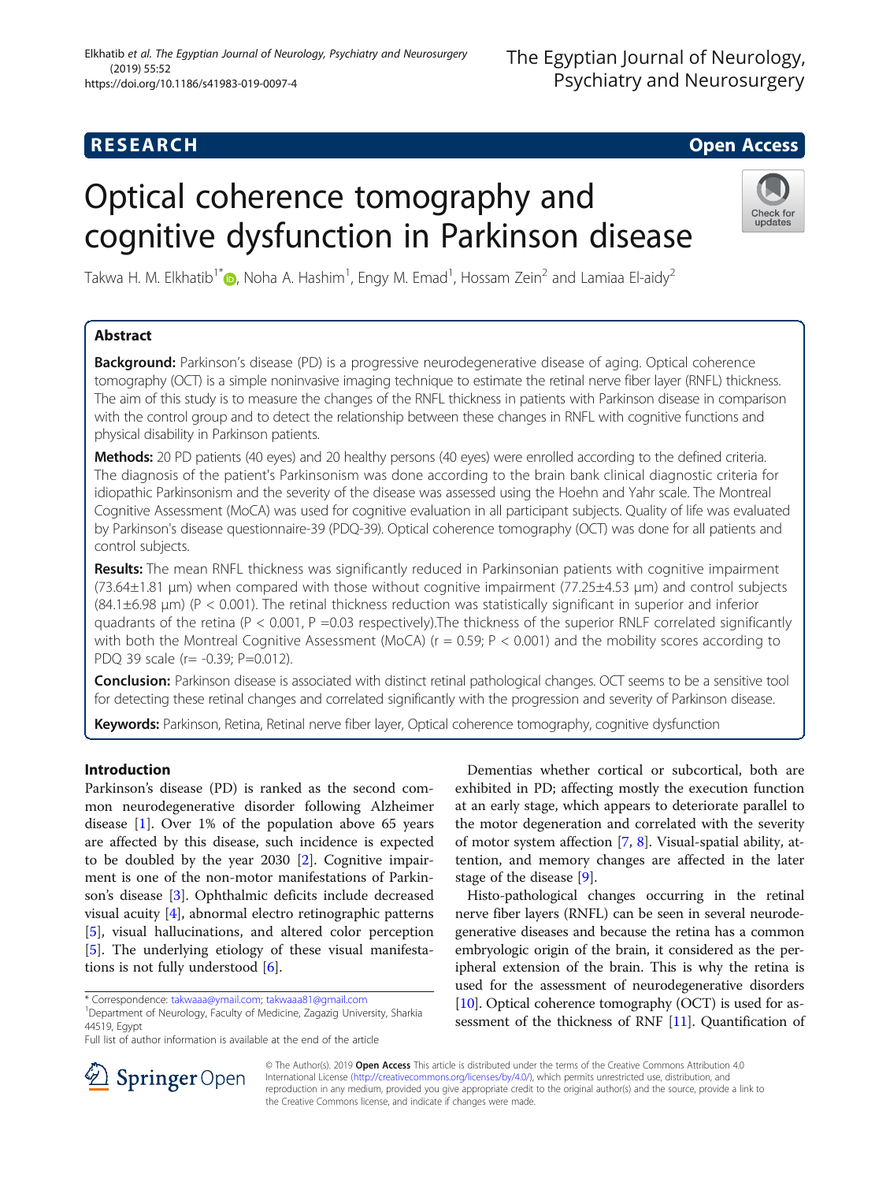## RESEARCH

## Open Access

# Optical coherence tomography and cognitive dysfunction in Parkinson disease

Takwa H. M. Elkhatib[1*], Noha A. Hashim[1], Engy M. Emad[1], Hossam Zein[2] and Lamiaa El-aidy[2]

### Abstract

**Background:** Parkinson's disease (PD) is a progressive neurodegenerative disease of aging. Optical coherence tomography (OCT) is a simple noninvasive imaging technique to estimate the retinal nerve fiber layer (RNFL) thickness. The aim of this study is to measure the changes of the RNFL thickness in patients with Parkinson disease in comparison with the control group and to detect the relationship between these changes in RNFL with cognitive functions and physical disability in Parkinson patients.

**Methods:** 20 PD patients (40 eyes) and 20 healthy persons (40 eyes) were enrolled according to the defined criteria. The diagnosis of the patient's Parkinsonism was done according to the brain bank clinical diagnostic criteria for idiopathic Parkinsonism and the severity of the disease was assessed using the Hoehn and Yahr scale. The Montreal Cognitive Assessment (MoCA) was used for cognitive evaluation in all participant subjects. Quality of life was evaluated by Parkinson's disease questionnaire-39 (PDQ-39). Optical coherence tomography (OCT) was done for all patients and control subjects.

**Results:** The mean RNFL thickness was significantly reduced in Parkinsonian patients with cognitive impairment (73.64±1.81 μm) when compared with those without cognitive impairment (77.25±4.53 μm) and control subjects (84.1±6.98 μm) ($P < 0.001$). The retinal thickness reduction was statistically significant in superior and inferior quadrants of the retina ($P < 0.001$, $P = 0.03$ respectively).The thickness of the superior RNLF correlated significantly with both the Montreal Cognitive Assessment (MoCA) ($r = 0.59$; $P < 0.001$) and the mobility scores according to PDQ 39 scale ($r = -0.39$; $P = 0.012$).

**Conclusion:** Parkinson disease is associated with distinct retinal pathological changes. OCT seems to be a sensitive tool for detecting these retinal changes and correlated significantly with the progression and severity of Parkinson disease.

**Keywords:** Parkinson, Retina, Retinal nerve fiber layer, Optical coherence tomography, cognitive dysfunction

## Introduction

Parkinson's disease (PD) is ranked as the second common neurodegenerative disorder following Alzheimer disease [1]. Over 1% of the population above 65 years are affected by this disease, such incidence is expected to be doubled by the year 2030 [2]. Cognitive impairment is one of the non-motor manifestations of Parkinson's disease [3]. Ophthalmic deficits include decreased visual acuity [4], abnormal electro retinographic patterns [5], visual hallucinations, and altered color perception [5]. The underlying etiology of these visual manifestations is not fully understood [6].

Dementias whether cortical or subcortical, both are exhibited in PD; affecting mostly the execution function at an early stage, which appears to deteriorate parallel to the motor degeneration and correlated with the severity of motor system affection [7, 8]. Visual-spatial ability, attention, and memory changes are affected in the later stage of the disease [9].

Histo-pathological changes occurring in the retinal nerve fiber layers (RNFL) can be seen in several neurodegenerative diseases and because the retina has a common embryologic origin of the brain, it considered as the peripheral extension of the brain. This is why the retina is used for the assessment of neurodegenerative disorders [10]. Optical coherence tomography (OCT) is used for assessment of the thickness of RNF [11]. Quantification of

\* Correspondence: takwaaa@ymail.com; takwaaa81@gmail.com
[1]Department of Neurology, Faculty of Medicine, Zagazig University, Sharkia 44519, Egypt
Full list of author information is available at the end of the article

© The Author(s). 2019 **Open Access** This article is distributed under the terms of the Creative Commons Attribution 4.0 International License (http://creativecommons.org/licenses/by/4.0/), which permits unrestricted use, distribution, and reproduction in any medium, provided you give appropriate credit to the original author(s) and the source, provide a link to the Creative Commons license, and indicate if changes were made.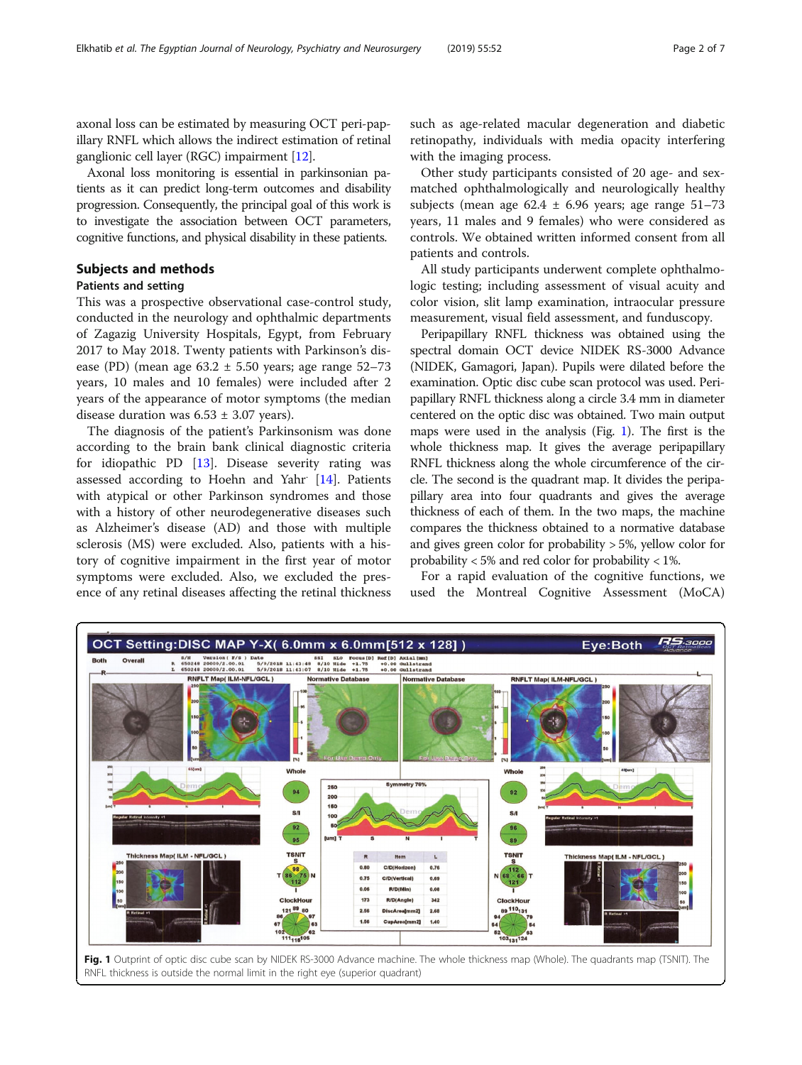axonal loss can be estimated by measuring OCT peri-papillary RNFL which allows the indirect estimation of retinal ganglionic cell layer (RGC) impairment [12].

Axonal loss monitoring is essential in parkinsonian patients as it can predict long-term outcomes and disability progression. Consequently, the principal goal of this work is to investigate the association between OCT parameters, cognitive functions, and physical disability in these patients.

## Subjects and methods

### Patients and setting

This was a prospective observational case-control study, conducted in the neurology and ophthalmic departments of Zagazig University Hospitals, Egypt, from February 2017 to May 2018. Twenty patients with Parkinson's disease (PD) (mean age 63.2 ± 5.50 years; age range 52–73 years, 10 males and 10 females) were included after 2 years of the appearance of motor symptoms (the median disease duration was 6.53 ± 3.07 years).

The diagnosis of the patient's Parkinsonism was done according to the brain bank clinical diagnostic criteria for idiopathic PD [13]. Disease severity rating was assessed according to Hoehn and Yahr [14]. Patients with atypical or other Parkinson syndromes and those with a history of other neurodegenerative diseases such as Alzheimer's disease (AD) and those with multiple sclerosis (MS) were excluded. Also, patients with a history of cognitive impairment in the first year of motor symptoms were excluded. Also, we excluded the presence of any retinal diseases affecting the retinal thickness such as age-related macular degeneration and diabetic retinopathy, individuals with media opacity interfering with the imaging process.

Other study participants consisted of 20 age- and sex-matched ophthalmologically and neurologically healthy subjects (mean age 62.4 ± 6.96 years; age range 51–73 years, 11 males and 9 females) who were considered as controls. We obtained written informed consent from all patients and controls.

All study participants underwent complete ophthalmologic testing; including assessment of visual acuity and color vision, slit lamp examination, intraocular pressure measurement, visual field assessment, and funduscopy.

Peripapillary RNFL thickness was obtained using the spectral domain OCT device NIDEK RS-3000 Advance (NIDEK, Gamagori, Japan). Pupils were dilated before the examination. Optic disc cube scan protocol was used. Peripapillary RNFL thickness along a circle 3.4 mm in diameter centered on the optic disc was obtained. Two main output maps were used in the analysis (Fig. 1). The first is the whole thickness map. It gives the average peripapillary RNFL thickness along the whole circumference of the circle. The second is the quadrant map. It divides the peripapillary area into four quadrants and gives the average thickness of each of them. In the two maps, the machine compares the thickness obtained to a normative database and gives green color for probability > 5%, yellow color for probability < 5% and red color for probability < 1%.

For a rapid evaluation of the cognitive functions, we used the Montreal Cognitive Assessment (MoCA)

**Fig. 1** Outprint of optic disc cube scan by NIDEK RS-3000 Advance machine. The whole thickness map (Whole). The quadrants map (TSNIT). The RNFL thickness is outside the normal limit in the right eye (superior quadrant)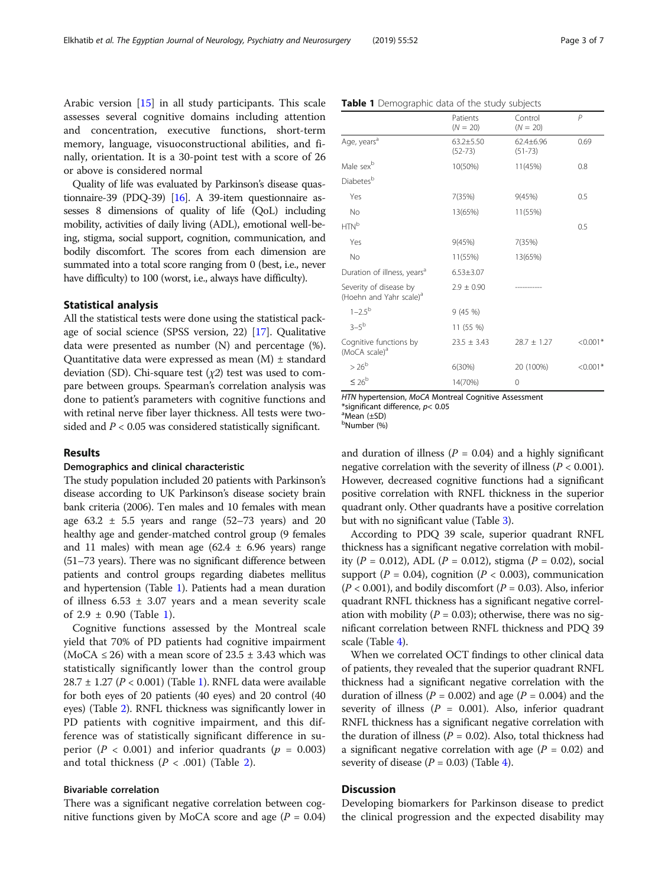Arabic version [15] in all study participants. This scale assesses several cognitive domains including attention and concentration, executive functions, short-term memory, language, visuoconstructional abilities, and finally, orientation. It is a 30-point test with a score of 26 or above is considered normal

Quality of life was evaluated by Parkinson's disease quastionnaire-39 (PDQ-39) [16]. A 39-item questionnaire assesses 8 dimensions of quality of life (QoL) including mobility, activities of daily living (ADL), emotional well-being, stigma, social support, cognition, communication, and bodily discomfort. The scores from each dimension are summated into a total score ranging from 0 (best, i.e., never have difficulty) to 100 (worst, i.e., always have difficulty).

## Statistical analysis

All the statistical tests were done using the statistical package of social science (SPSS version, 22) [17]. Qualitative data were presented as number (N) and percentage (%). Quantitative data were expressed as mean (M) ± standard deviation (SD). Chi-square test ($\chi 2$) test was used to compare between groups. Spearman's correlation analysis was done to patient's parameters with cognitive functions and with retinal nerve fiber layer thickness. All tests were two-sided and $P < 0.05$ was considered statistically significant.

## Results

### Demographics and clinical characteristic

The study population included 20 patients with Parkinson's disease according to UK Parkinson's disease society brain bank criteria (2006). Ten males and 10 females with mean age 63.2 ± 5.5 years and range (52–73 years) and 20 healthy age and gender-matched control group (9 females and 11 males) with mean age (62.4 ± 6.96 years) range (51–73 years). There was no significant difference between patients and control groups regarding diabetes mellitus and hypertension (Table 1). Patients had a mean duration of illness 6.53 ± 3.07 years and a mean severity scale of 2.9 ± 0.90 (Table 1).

Cognitive functions assessed by the Montreal scale yield that 70% of PD patients had cognitive impairment (MoCA ≤ 26) with a mean score of 23.5 ± 3.43 which was statistically significantly lower than the control group 28.7 ± 1.27 ($P < 0.001$) (Table 1). RNFL data were available for both eyes of 20 patients (40 eyes) and 20 control (40 eyes) (Table 2). RNFL thickness was significantly lower in PD patients with cognitive impairment, and this difference was of statistically significant difference in superior ($P < 0.001$) and inferior quadrants ($p = 0.003$) and total thickness ($P < .001$) (Table 2).

**Table 1** Demographic data of the study subjects

| | Patients (N = 20) | Control (N = 20) | P |
|---|---|---|---|
| Age, years[a] | 63.2±5.50 (52-73) | 62.4±6.96 (51-73) | 0.69 |
| Male sex[b] | 10(50%) | 11(45%) | 0.8 |
| Diabetes[b] | | | |
| Yes | 7(35%) | 9(45%) | 0.5 |
| No | 13(65%) | 11(55%) | |
| HTN[b] | | | 0.5 |
| Yes | 9(45%) | 7(35%) | |
| No | 11(55%) | 13(65%) | |
| Duration of illness, years[a] | 6.53±3.07 | | |
| Severity of disease by (Hoehn and Yahr scale)[a] | 2.9 ± 0.90 | ----------- | |
| 1–2.5[b] | 9 (45 %) | | |
| 3–5[b] | 11 (55 %) | | |
| Cognitive functions by (MoCA scale)[a] | 23.5 ± 3.43 | 28.7 ± 1.27 | <0.001* |
| > 26[b] | 6(30%) | 20 (100%) | <0.001* |
| ≤ 26[b] | 14(70%) | 0 | |

*HTN* hypertension, *MoCA* Montreal Cognitive Assessment
*significant difference, $p < 0.05$
[a]Mean (±SD)
[b]Number (%)

### Bivariable correlation

There was a significant negative correlation between cognitive functions given by MoCA score and age ($P = 0.04$) and duration of illness ($P = 0.04$) and a highly significant negative correlation with the severity of illness ($P < 0.001$). However, decreased cognitive functions had a significant positive correlation with RNFL thickness in the superior quadrant only. Other quadrants have a positive correlation but with no significant value (Table 3).

According to PDQ 39 scale, superior quadrant RNFL thickness has a significant negative correlation with mobility ($P = 0.012$), ADL ($P = 0.012$), stigma ($P = 0.02$), social support ($P = 0.04$), cognition ($P < 0.003$), communication ($P < 0.001$), and bodily discomfort ($P = 0.03$). Also, inferior quadrant RNFL thickness has a significant negative correlation with mobility ($P = 0.03$); otherwise, there was no significant correlation between RNFL thickness and PDQ 39 scale (Table 4).

When we correlated OCT findings to other clinical data of patients, they revealed that the superior quadrant RNFL thickness had a significant negative correlation with the duration of illness ($P = 0.002$) and age ($P = 0.004$) and the severity of illness ($P = 0.001$). Also, inferior quadrant RNFL thickness has a significant negative correlation with the duration of illness ($P = 0.02$). Also, total thickness had a significant negative correlation with age ($P = 0.02$) and severity of disease ($P = 0.03$) (Table 4).

## Discussion

Developing biomarkers for Parkinson disease to predict the clinical progression and the expected disability may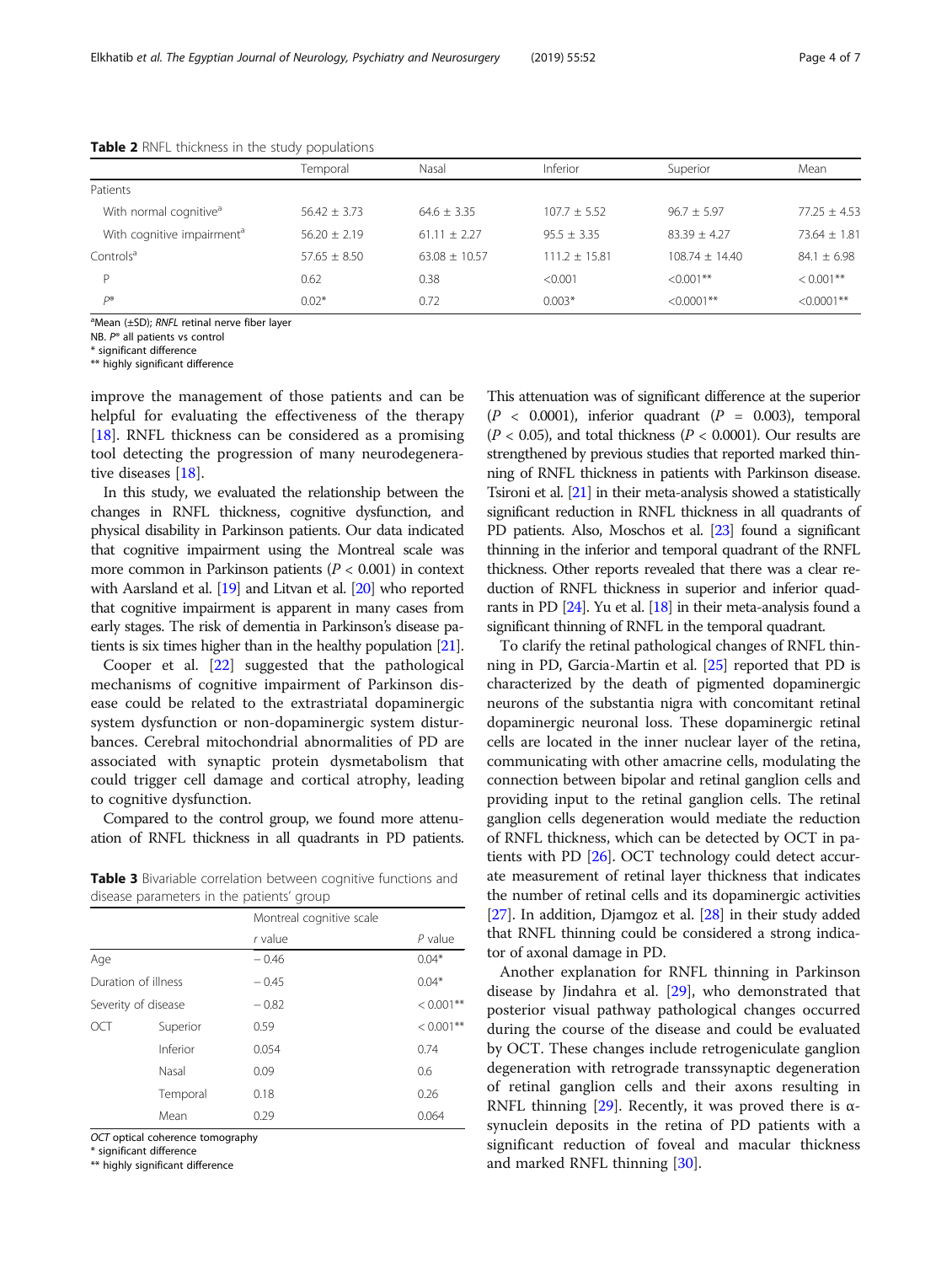**Table 2** RNFL thickness in the study populations

| | Temporal | Nasal | Inferior | Superior | Mean |
|---|---|---|---|---|---|
| Patients | | | | | |
| With normal cognitive[a] | 56.42 ± 3.73 | 64.6 ± 3.35 | 107.7 ± 5.52 | 96.7 ± 5.97 | 77.25 ± 4.53 |
| With cognitive impairment[a] | 56.20 ± 2.19 | 61.11 ± 2.27 | 95.5 ± 3.35 | 83.39 ± 4.27 | 73.64 ± 1.81 |
| Controls[a] | 57.65 ± 8.50 | 63.08 ± 10.57 | 111.2 ± 15.81 | 108.74 ± 14.40 | 84.1 ± 6.98 |
| P | 0.62 | 0.38 | <0.001 | <0.001** | < 0.001** |
| P* | 0.02* | 0.72 | 0.003* | <0.0001** | <0.0001** |

[a]Mean (±SD); *RNFL* retinal nerve fiber layer
NB. *P** all patients vs control
* significant difference
** highly significant difference

improve the management of those patients and can be helpful for evaluating the effectiveness of the therapy [18]. RNFL thickness can be considered as a promising tool detecting the progression of many neurodegenerative diseases [18].

In this study, we evaluated the relationship between the changes in RNFL thickness, cognitive dysfunction, and physical disability in Parkinson patients. Our data indicated that cognitive impairment using the Montreal scale was more common in Parkinson patients ($P < 0.001$) in context with Aarsland et al. [19] and Litvan et al. [20] who reported that cognitive impairment is apparent in many cases from early stages. The risk of dementia in Parkinson's disease patients is six times higher than in the healthy population [21].

Cooper et al. [22] suggested that the pathological mechanisms of cognitive impairment of Parkinson disease could be related to the extrastriatal dopaminergic system dysfunction or non-dopaminergic system disturbances. Cerebral mitochondrial abnormalities of PD are associated with synaptic protein dysmetabolism that could trigger cell damage and cortical atrophy, leading to cognitive dysfunction.

Compared to the control group, we found more attenuation of RNFL thickness in all quadrants in PD patients.

**Table 3** Bivariable correlation between cognitive functions and disease parameters in the patients' group

| | | Montreal cognitive scale | |
|---|---|---|---|
| | | *r* value | *P* value |
| Age | | − 0.46 | 0.04* |
| Duration of illness | | − 0.45 | 0.04* |
| Severity of disease | | − 0.82 | < 0.001** |
| OCT | Superior | 0.59 | < 0.001** |
| | Inferior | 0.054 | 0.74 |
| | Nasal | 0.09 | 0.6 |
| | Temporal | 0.18 | 0.26 |
| | Mean | 0.29 | 0.064 |

*OCT* optical coherence tomography
* significant difference
** highly significant difference

This attenuation was of significant difference at the superior ($P < 0.0001$), inferior quadrant ($P = 0.003$), temporal ($P < 0.05$), and total thickness ($P < 0.0001$). Our results are strengthened by previous studies that reported marked thinning of RNFL thickness in patients with Parkinson disease. Tsironi et al. [21] in their meta-analysis showed a statistically significant reduction in RNFL thickness in all quadrants of PD patients. Also, Moschos et al. [23] found a significant thinning in the inferior and temporal quadrant of the RNFL thickness. Other reports revealed that there was a clear reduction of RNFL thickness in superior and inferior quadrants in PD [24]. Yu et al. [18] in their meta-analysis found a significant thinning of RNFL in the temporal quadrant.

To clarify the retinal pathological changes of RNFL thinning in PD, Garcia-Martin et al. [25] reported that PD is characterized by the death of pigmented dopaminergic neurons of the substantia nigra with concomitant retinal dopaminergic neuronal loss. These dopaminergic retinal cells are located in the inner nuclear layer of the retina, communicating with other amacrine cells, modulating the connection between bipolar and retinal ganglion cells and providing input to the retinal ganglion cells. The retinal ganglion cells degeneration would mediate the reduction of RNFL thickness, which can be detected by OCT in patients with PD [26]. OCT technology could detect accurate measurement of retinal layer thickness that indicates the number of retinal cells and its dopaminergic activities [27]. In addition, Djamgoz et al. [28] in their study added that RNFL thinning could be considered a strong indicator of axonal damage in PD.

Another explanation for RNFL thinning in Parkinson disease by Jindahra et al. [29], who demonstrated that posterior visual pathway pathological changes occurred during the course of the disease and could be evaluated by OCT. These changes include retrogeniculate ganglion degeneration with retrograde transsynaptic degeneration of retinal ganglion cells and their axons resulting in RNFL thinning [29]. Recently, it was proved there is α-synuclein deposits in the retina of PD patients with a significant reduction of foveal and macular thickness and marked RNFL thinning [30].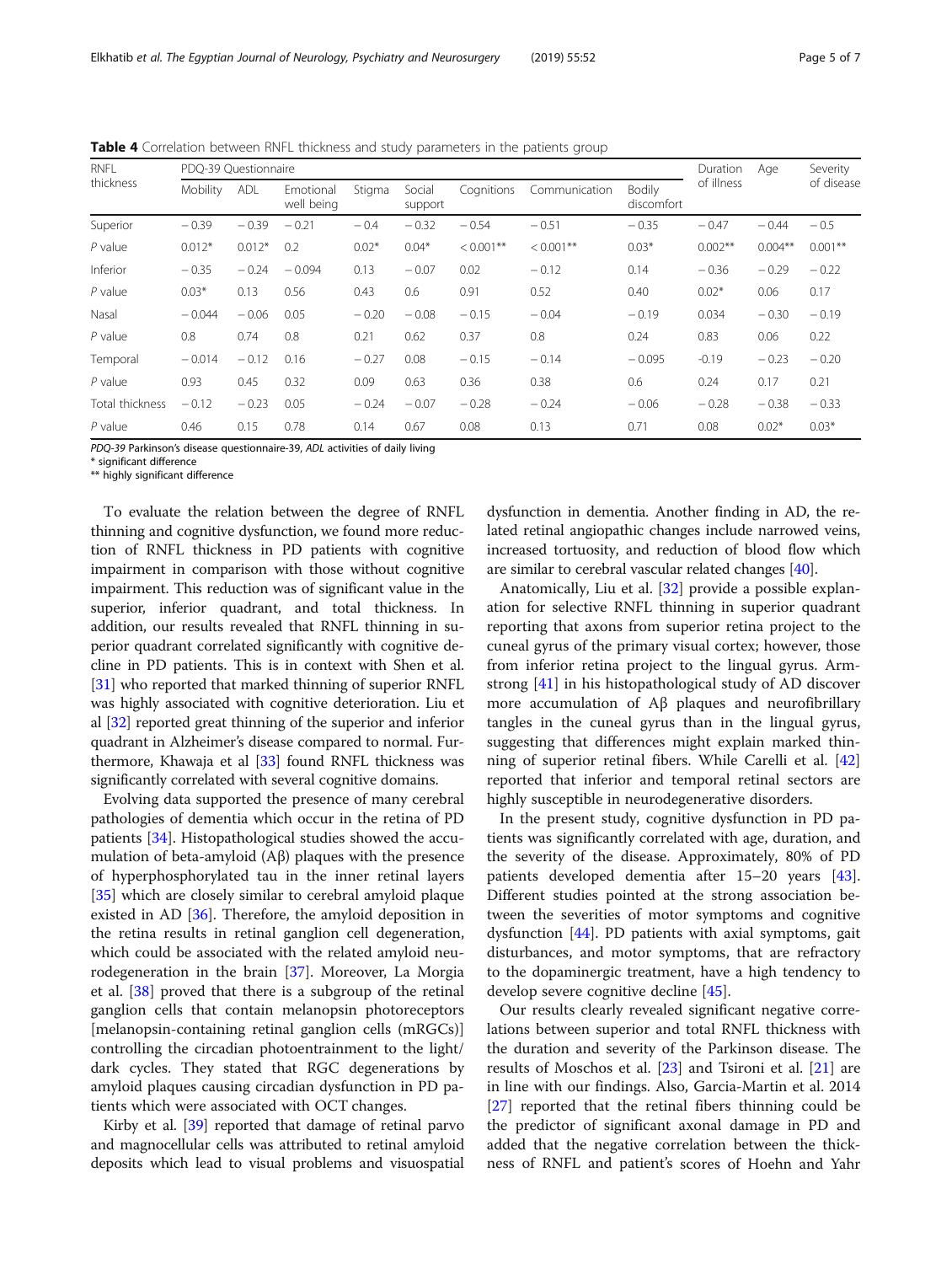**Table 4** Correlation between RNFL thickness and study parameters in the patients group

| RNFL thickness | PDQ-39 Questionnaire | | | | | | | | Duration of illness | Age | Severity of disease |
|---|---|---|---|---|---|---|---|---|---|---|---|
| | Mobility | ADL | Emotional well being | Stigma | Social support | Cognitions | Communication | Bodily discomfort | | | |
| Superior | − 0.39 | − 0.39 | − 0.21 | − 0.4 | − 0.32 | − 0.54 | − 0.51 | − 0.35 | − 0.47 | − 0.44 | − 0.5 |
| *P* value | 0.012* | 0.012* | 0.2 | 0.02* | 0.04* | < 0.001** | < 0.001** | 0.03* | 0.002** | 0.004** | 0.001** |
| Inferior | − 0.35 | − 0.24 | − 0.094 | 0.13 | − 0.07 | 0.02 | − 0.12 | 0.14 | − 0.36 | − 0.29 | − 0.22 |
| *P* value | 0.03* | 0.13 | 0.56 | 0.43 | 0.6 | 0.91 | 0.52 | 0.40 | 0.02* | 0.06 | 0.17 |
| Nasal | − 0.044 | − 0.06 | 0.05 | − 0.20 | − 0.08 | − 0.15 | − 0.04 | − 0.19 | 0.034 | − 0.30 | − 0.19 |
| *P* value | 0.8 | 0.74 | 0.8 | 0.21 | 0.62 | 0.37 | 0.8 | 0.24 | 0.83 | 0.06 | 0.22 |
| Temporal | − 0.014 | − 0.12 | 0.16 | − 0.27 | 0.08 | − 0.15 | − 0.14 | − 0.095 | -0.19 | − 0.23 | − 0.20 |
| *P* value | 0.93 | 0.45 | 0.32 | 0.09 | 0.63 | 0.36 | 0.38 | 0.6 | 0.24 | 0.17 | 0.21 |
| Total thickness | − 0.12 | − 0.23 | 0.05 | − 0.24 | − 0.07 | − 0.28 | − 0.24 | − 0.06 | − 0.28 | − 0.38 | − 0.33 |
| *P* value | 0.46 | 0.15 | 0.78 | 0.14 | 0.67 | 0.08 | 0.13 | 0.71 | 0.08 | 0.02* | 0.03* |

*PDQ-39* Parkinson's disease questionnaire-39, *ADL* activities of daily living
* significant difference
** highly significant difference

To evaluate the relation between the degree of RNFL thinning and cognitive dysfunction, we found more reduction of RNFL thickness in PD patients with cognitive impairment in comparison with those without cognitive impairment. This reduction was of significant value in the superior, inferior quadrant, and total thickness. In addition, our results revealed that RNFL thinning in superior quadrant correlated significantly with cognitive decline in PD patients. This is in context with Shen et al. [31] who reported that marked thinning of superior RNFL was highly associated with cognitive deterioration. Liu et al [32] reported great thinning of the superior and inferior quadrant in Alzheimer's disease compared to normal. Furthermore, Khawaja et al [33] found RNFL thickness was significantly correlated with several cognitive domains.

Evolving data supported the presence of many cerebral pathologies of dementia which occur in the retina of PD patients [34]. Histopathological studies showed the accumulation of beta-amyloid (Aβ) plaques with the presence of hyperphosphorylated tau in the inner retinal layers [35] which are closely similar to cerebral amyloid plaque existed in AD [36]. Therefore, the amyloid deposition in the retina results in retinal ganglion cell degeneration, which could be associated with the related amyloid neurodegeneration in the brain [37]. Moreover, La Morgia et al. [38] proved that there is a subgroup of the retinal ganglion cells that contain melanopsin photoreceptors [melanopsin-containing retinal ganglion cells (mRGCs)] controlling the circadian photoentrainment to the light/dark cycles. They stated that RGC degenerations by amyloid plaques causing circadian dysfunction in PD patients which were associated with OCT changes.

Kirby et al. [39] reported that damage of retinal parvo and magnocellular cells was attributed to retinal amyloid deposits which lead to visual problems and visuospatial dysfunction in dementia. Another finding in AD, the related retinal angiopathic changes include narrowed veins, increased tortuosity, and reduction of blood flow which are similar to cerebral vascular related changes [40].

Anatomically, Liu et al. [32] provide a possible explanation for selective RNFL thinning in superior quadrant reporting that axons from superior retina project to the cuneal gyrus of the primary visual cortex; however, those from inferior retina project to the lingual gyrus. Armstrong [41] in his histopathological study of AD discover more accumulation of Aβ plaques and neurofibrillary tangles in the cuneal gyrus than in the lingual gyrus, suggesting that differences might explain marked thinning of superior retinal fibers. While Carelli et al. [42] reported that inferior and temporal retinal sectors are highly susceptible in neurodegenerative disorders.

In the present study, cognitive dysfunction in PD patients was significantly correlated with age, duration, and the severity of the disease. Approximately, 80% of PD patients developed dementia after 15–20 years [43]. Different studies pointed at the strong association between the severities of motor symptoms and cognitive dysfunction [44]. PD patients with axial symptoms, gait disturbances, and motor symptoms, that are refractory to the dopaminergic treatment, have a high tendency to develop severe cognitive decline [45].

Our results clearly revealed significant negative correlations between superior and total RNFL thickness with the duration and severity of the Parkinson disease. The results of Moschos et al. [23] and Tsironi et al. [21] are in line with our findings. Also, Garcia-Martin et al. 2014 [27] reported that the retinal fibers thinning could be the predictor of significant axonal damage in PD and added that the negative correlation between the thickness of RNFL and patient's scores of Hoehn and Yahr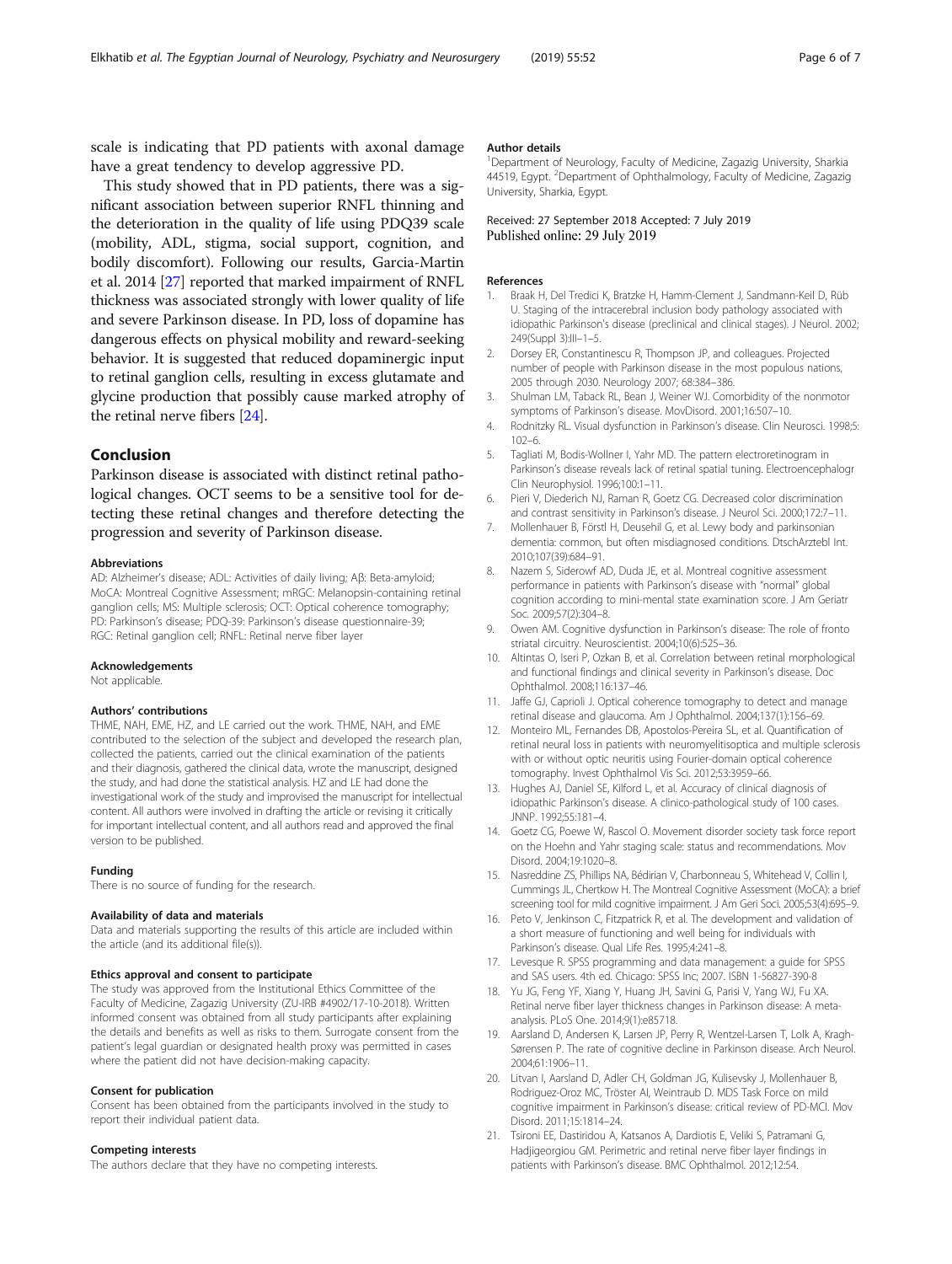scale is indicating that PD patients with axonal damage have a great tendency to develop aggressive PD.

This study showed that in PD patients, there was a significant association between superior RNFL thinning and the deterioration in the quality of life using PDQ39 scale (mobility, ADL, stigma, social support, cognition, and bodily discomfort). Following our results, Garcia-Martin et al. 2014 [27] reported that marked impairment of RNFL thickness was associated strongly with lower quality of life and severe Parkinson disease. In PD, loss of dopamine has dangerous effects on physical mobility and reward-seeking behavior. It is suggested that reduced dopaminergic input to retinal ganglion cells, resulting in excess glutamate and glycine production that possibly cause marked atrophy of the retinal nerve fibers [24].

## Conclusion

Parkinson disease is associated with distinct retinal pathological changes. OCT seems to be a sensitive tool for detecting these retinal changes and therefore detecting the progression and severity of Parkinson disease.

#### Abbreviations

AD: Alzheimer's disease; ADL: Activities of daily living; Aβ: Beta-amyloid; MoCA: Montreal Cognitive Assessment; mRGC: Melanopsin-containing retinal ganglion cells; MS: Multiple sclerosis; OCT: Optical coherence tomography; PD: Parkinson's disease; PDQ-39: Parkinson's disease questionnaire-39; RGC: Retinal ganglion cell; RNFL: Retinal nerve fiber layer

#### Acknowledgements

Not applicable.

#### Authors' contributions

THME, NAH, EME, HZ, and LE carried out the work. THME, NAH, and EME contributed to the selection of the subject and developed the research plan, collected the patients, carried out the clinical examination of the patients and their diagnosis, gathered the clinical data, wrote the manuscript, designed the study, and had done the statistical analysis. HZ and LE had done the investigational work of the study and improvised the manuscript for intellectual content. All authors were involved in drafting the article or revising it critically for important intellectual content, and all authors read and approved the final version to be published.

#### Funding

There is no source of funding for the research.

#### Availability of data and materials

Data and materials supporting the results of this article are included within the article (and its additional file(s)).

#### Ethics approval and consent to participate

The study was approved from the Institutional Ethics Committee of the Faculty of Medicine, Zagazig University (ZU-IRB #4902/17-10-2018). Written informed consent was obtained from all study participants after explaining the details and benefits as well as risks to them. Surrogate consent from the patient's legal guardian or designated health proxy was permitted in cases where the patient did not have decision-making capacity.

#### Consent for publication

Consent has been obtained from the participants involved in the study to report their individual patient data.

#### Competing interests

The authors declare that they have no competing interests.

#### Author details

[1]Department of Neurology, Faculty of Medicine, Zagazig University, Sharkia 44519, Egypt. [2]Department of Ophthalmology, Faculty of Medicine, Zagazig University, Sharkia, Egypt.

Received: 27 September 2018 Accepted: 7 July 2019
Published online: 29 July 2019

#### References

1. Braak H, Del Tredici K, Bratzke H, Hamm-Clement J, Sandmann-Keil D, Rüb U. Staging of the intracerebral inclusion body pathology associated with idiopathic Parkinson's disease (preclinical and clinical stages). J Neurol. 2002; 249(Suppl 3):III–1–5.
2. Dorsey ER, Constantinescu R, Thompson JP, and colleagues. Projected number of people with Parkinson disease in the most populous nations, 2005 through 2030. Neurology 2007; 68:384–386.
3. Shulman LM, Taback RL, Bean J, Weiner WJ. Comorbidity of the nonmotor symptoms of Parkinson's disease. MovDisord. 2001;16:507–10.
4. Rodnitzky RL. Visual dysfunction in Parkinson's disease. Clin Neurosci. 1998;5: 102–6.
5. Tagliati M, Bodis-Wollner I, Yahr MD. The pattern electroretinogram in Parkinson's disease reveals lack of retinal spatial tuning. Electroencephalogr Clin Neurophysiol. 1996;100:1–11.
6. Pieri V, Diederich NJ, Raman R, Goetz CG. Decreased color discrimination and contrast sensitivity in Parkinson's disease. J Neurol Sci. 2000;172:7–11.
7. Mollenhauer B, Förstl H, Deusehil G, et al. Lewy body and parkinsonian dementia: common, but often misdiagnosed conditions. DtschArztebl Int. 2010;107(39):684–91.
8. Nazem S, Siderowf AD, Duda JE, et al. Montreal cognitive assessment performance in patients with Parkinson's disease with "normal" global cognition according to mini-mental state examination score. J Am Geriatr Soc. 2009;57(2):304–8.
9. Owen AM. Cognitive dysfunction in Parkinson's disease: The role of fronto striatal circuitry. Neuroscientist. 2004;10(6):525–36.
10. Altintas O, Iseri P, Ozkan B, et al. Correlation between retinal morphological and functional findings and clinical severity in Parkinson's disease. Doc Ophthalmol. 2008;116:137–46.
11. Jaffe GJ, Caprioli J. Optical coherence tomography to detect and manage retinal disease and glaucoma. Am J Ophthalmol. 2004;137(1):156–69.
12. Monteiro ML, Fernandes DB, Apostolos-Pereira SL, et al. Quantification of retinal neural loss in patients with neuromyelitisoptica and multiple sclerosis with or without optic neuritis using Fourier-domain optical coherence tomography. Invest Ophthalmol Vis Sci. 2012;53:3959–66.
13. Hughes AJ, Daniel SE, Kilford L, et al. Accuracy of clinical diagnosis of idiopathic Parkinson's disease. A clinico-pathological study of 100 cases. JNNP. 1992;55:181–4.
14. Goetz CG, Poewe W, Rascol O. Movement disorder society task force report on the Hoehn and Yahr staging scale: status and recommendations. Mov Disord. 2004;19:1020–8.
15. Nasreddine ZS, Phillips NA, Bédirian V, Charbonneau S, Whitehead V, Collin I, Cummings JL, Chertkow H. The Montreal Cognitive Assessment (MoCA): a brief screening tool for mild cognitive impairment. J Am Geri Soci. 2005;53(4):695–9.
16. Peto V, Jenkinson C, Fitzpatrick R, et al. The development and validation of a short measure of functioning and well being for individuals with Parkinson's disease. Qual Life Res. 1995;4:241–8.
17. Levesque R. SPSS programming and data management: a guide for SPSS and SAS users. 4th ed. Chicago: SPSS Inc; 2007. ISBN 1-56827-390-8
18. Yu JG, Feng YF, Xiang Y, Huang JH, Savini G, Parisi V, Yang WJ, Fu XA. Retinal nerve fiber layer thickness changes in Parkinson disease: A meta-analysis. PLoS One. 2014;9(1):e85718.
19. Aarsland D, Andersen K, Larsen JP, Perry R, Wentzel-Larsen T, Lolk A, Kragh-Sørensen P. The rate of cognitive decline in Parkinson disease. Arch Neurol. 2004;61:1906–11.
20. Litvan I, Aarsland D, Adler CH, Goldman JG, Kulisevsky J, Mollenhauer B, Rodriguez-Oroz MC, Tröster AI, Weintraub D. MDS Task Force on mild cognitive impairment in Parkinson's disease: critical review of PD-MCI. Mov Disord. 2011;15:1814–24.
21. Tsironi EE, Dastiridou A, Katsanos A, Dardiotis E, Veliki S, Patramani G, Hadjigeorgiou GM. Perimetric and retinal nerve fiber layer findings in patients with Parkinson's disease. BMC Ophthalmol. 2012;12:54.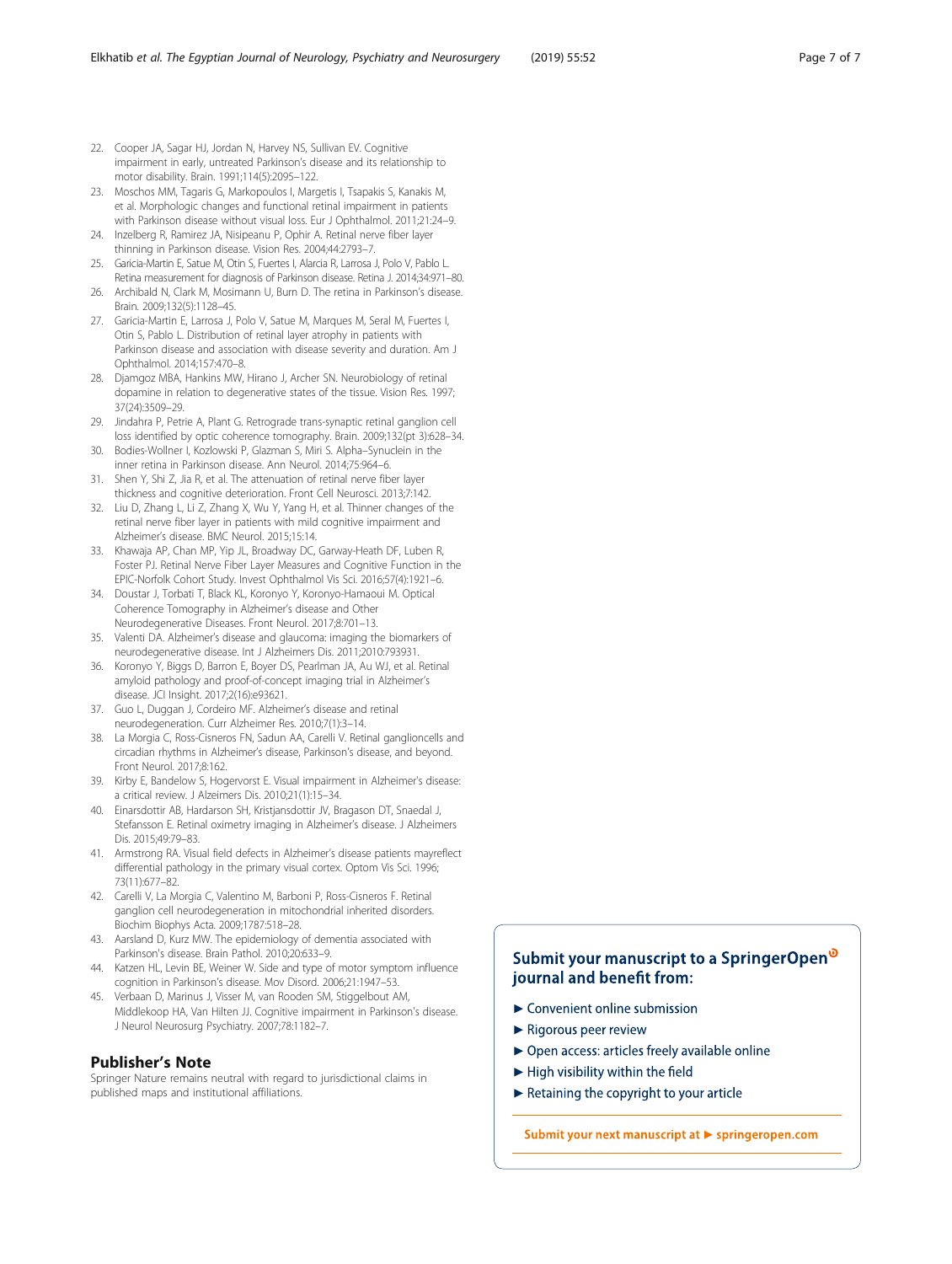22. Cooper JA, Sagar HJ, Jordan N, Harvey NS, Sullivan EV. Cognitive impairment in early, untreated Parkinson's disease and its relationship to motor disability. Brain. 1991;114(5):2095–122.
23. Moschos MM, Tagaris G, Markopoulos I, Margetis I, Tsapakis S, Kanakis M, et al. Morphologic changes and functional retinal impairment in patients with Parkinson disease without visual loss. Eur J Ophthalmol. 2011;21:24–9.
24. Inzelberg R, Ramirez JA, Nisipeanu P, Ophir A. Retinal nerve fiber layer thinning in Parkinson disease. Vision Res. 2004;44:2793–7.
25. Garicia-Martin E, Satue M, Otin S, Fuertes I, Alarcia R, Larrosa J, Polo V, Pablo L. Retina measurement for diagnosis of Parkinson disease. Retina J. 2014;34:971–80.
26. Archibald N, Clark M, Mosimann U, Burn D. The retina in Parkinson's disease. Brain. 2009;132(5):1128–45.
27. Garicia-Martin E, Larrosa J, Polo V, Satue M, Marques M, Seral M, Fuertes I, Otin S, Pablo L. Distribution of retinal layer atrophy in patients with Parkinson disease and association with disease severity and duration. Am J Ophthalmol. 2014;157:470–8.
28. Djamgoz MBA, Hankins MW, Hirano J, Archer SN. Neurobiology of retinal dopamine in relation to degenerative states of the tissue. Vision Res. 1997; 37(24):3509–29.
29. Jindahra P, Petrie A, Plant G. Retrograde trans-synaptic retinal ganglion cell loss identified by optic coherence tomography. Brain. 2009;132(pt 3):628–34.
30. Bodies-Wollner I, Kozlowski P, Glazman S, Miri S. Alpha–Synuclein in the inner retina in Parkinson disease. Ann Neurol. 2014;75:964–6.
31. Shen Y, Shi Z, Jia R, et al. The attenuation of retinal nerve fiber layer thickness and cognitive deterioration. Front Cell Neurosci. 2013;7:142.
32. Liu D, Zhang L, Li Z, Zhang X, Wu Y, Yang H, et al. Thinner changes of the retinal nerve fiber layer in patients with mild cognitive impairment and Alzheimer's disease. BMC Neurol. 2015;15:14.
33. Khawaja AP, Chan MP, Yip JL, Broadway DC, Garway-Heath DF, Luben R, Foster PJ. Retinal Nerve Fiber Layer Measures and Cognitive Function in the EPIC-Norfolk Cohort Study. Invest Ophthalmol Vis Sci. 2016;57(4):1921–6.
34. Doustar J, Torbati T, Black KL, Koronyo Y, Koronyo-Hamaoui M. Optical Coherence Tomography in Alzheimer's disease and Other Neurodegenerative Diseases. Front Neurol. 2017;8:701–13.
35. Valenti DA. Alzheimer's disease and glaucoma: imaging the biomarkers of neurodegenerative disease. Int J Alzheimers Dis. 2011;2010:793931.
36. Koronyo Y, Biggs D, Barron E, Boyer DS, Pearlman JA, Au WJ, et al. Retinal amyloid pathology and proof-of-concept imaging trial in Alzheimer's disease. JCI Insight. 2017;2(16):e93621.
37. Guo L, Duggan J, Cordeiro MF. Alzheimer's disease and retinal neurodegeneration. Curr Alzheimer Res. 2010;7(1):3–14.
38. La Morgia C, Ross-Cisneros FN, Sadun AA, Carelli V. Retinal ganglioncells and circadian rhythms in Alzheimer's disease, Parkinson's disease, and beyond. Front Neurol. 2017;8:162.
39. Kirby E, Bandelow S, Hogervorst E. Visual impairment in Alzheimer's disease: a critical review. J Alzeimers Dis. 2010;21(1):15–34.
40. Einarsdottir AB, Hardarson SH, Kristjansdottir JV, Bragason DT, Snaedal J, Stefansson E. Retinal oximetry imaging in Alzheimer's disease. J Alzheimers Dis. 2015;49:79–83.
41. Armstrong RA. Visual field defects in Alzheimer's disease patients mayreflect differential pathology in the primary visual cortex. Optom Vis Sci. 1996; 73(11):677–82.
42. Carelli V, La Morgia C, Valentino M, Barboni P, Ross-Cisneros F. Retinal ganglion cell neurodegeneration in mitochondrial inherited disorders. Biochim Biophys Acta. 2009;1787:518–28.
43. Aarsland D, Kurz MW. The epidemiology of dementia associated with Parkinson's disease. Brain Pathol. 2010;20:633–9.
44. Katzen HL, Levin BE, Weiner W. Side and type of motor symptom influence cognition in Parkinson's disease. Mov Disord. 2006;21:1947–53.
45. Verbaan D, Marinus J, Visser M, van Rooden SM, Stiggelbout AM, Middlekoop HA, Van Hilten JJ. Cognitive impairment in Parkinson's disease. J Neurol Neurosurg Psychiatry. 2007;78:1182–7.

## Publisher's Note

Springer Nature remains neutral with regard to jurisdictional claims in published maps and institutional affiliations.

**Submit your manuscript to a SpringerOpen journal and benefit from:**

- ► Convenient online submission
- ► Rigorous peer review
- ► Open access: articles freely available online
- ► High visibility within the field
- ► Retaining the copyright to your article

Submit your next manuscript at ► springeropen.com